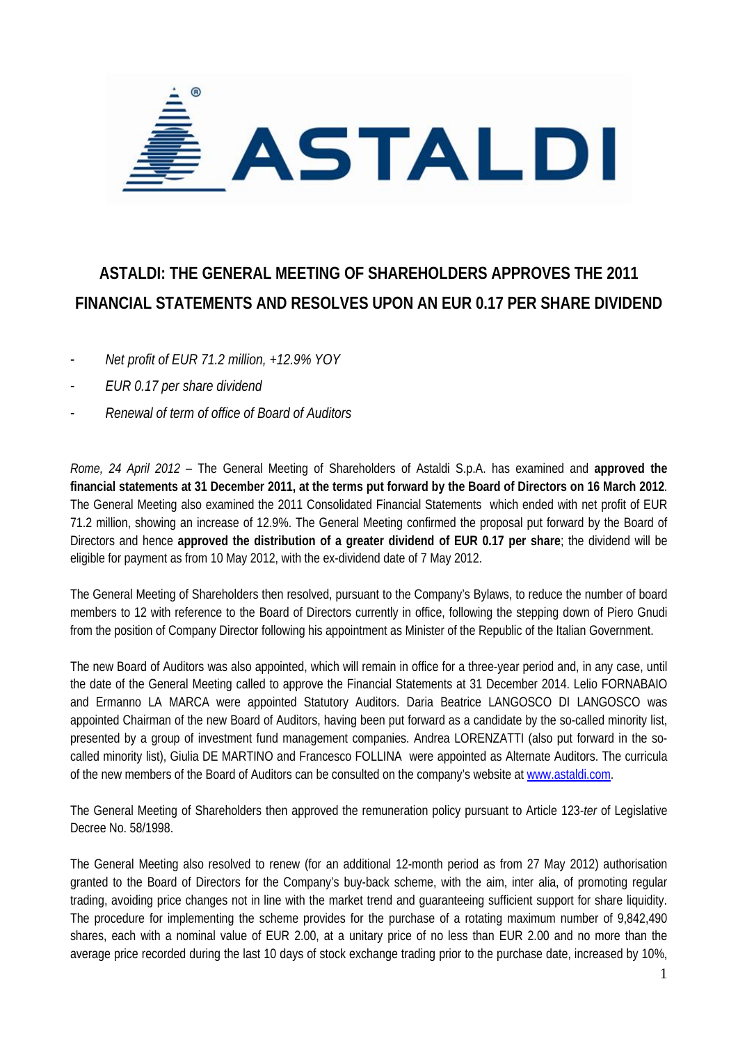# ASTALDI: THE GENERAL MEETING OF SHAREHOLDERS APPROVES THE 2011 FINANCIAL STATEMENTS AND RESOLVES UPON AN EUR 0.17 PER SHARE DIVIDEND

- *Net profit of EUR 71.2 million, +12.9% YOY*
- *EUR 0.17 per share dividend*
- *Renewal of term of office of Board of Auditors*

*Rome, 24 April 2012* – The General Meeting of Shareholders of Astaldi S.p.A. has examined and **approved the financial statements at 31 December 2011, at the terms put forward by the Board of Directors on 16 March 2012**. The General Meeting also examined the 2011 Consolidated Financial Statements which ended with net profit of EUR 71.2 million, showing an increase of 12.9%. The General Meeting confirmed the proposal put forward by the Board of Directors and hence **approved the distribution of a greater dividend of EUR 0.17 per share**; the dividend will be eligible for payment as from 10 May 2012, with the ex-dividend date of 7 May 2012.

The General Meeting of Shareholders then resolved, pursuant to the Company's Bylaws, to reduce the number of board members to 12 with reference to the Board of Directors currently in office, following the stepping down of Piero Gnudi from the position of Company Director following his appointment as Minister of the Republic of the Italian Government.

The new Board of Auditors was also appointed, which will remain in office for a three-year period and, in any case, until the date of the General Meeting called to approve the Financial Statements at 31 December 2014. Lelio FORNABAIO and Ermanno LA MARCA were appointed Statutory Auditors. Daria Beatrice LANGOSCO DI LANGOSCO was appointed Chairman of the new Board of Auditors, having been put forward as a candidate by the so-called minority list, presented by a group of investment fund management companies. Andrea LORENZATTI (also put forward in the so-called minority list), Giulia DE MARTINO and Francesco FOLLINA were appointed as Alternate Auditors. The curricula of the new members of the Board of Auditors can be consulted on the company's website at www.astaldi.com.

The General Meeting of Shareholders then approved the remuneration policy pursuant to Article 123-*ter* of Legislative Decree No. 58/1998.

The General Meeting also resolved to renew (for an additional 12-month period as from 27 May 2012) authorisation granted to the Board of Directors for the Company's buy-back scheme, with the aim, inter alia, of promoting regular trading, avoiding price changes not in line with the market trend and guaranteeing sufficient support for share liquidity. The procedure for implementing the scheme provides for the purchase of a rotating maximum number of 9,842,490 shares, each with a nominal value of EUR 2.00, at a unitary price of no less than EUR 2.00 and no more than the average price recorded during the last 10 days of stock exchange trading prior to the purchase date, increased by 10%,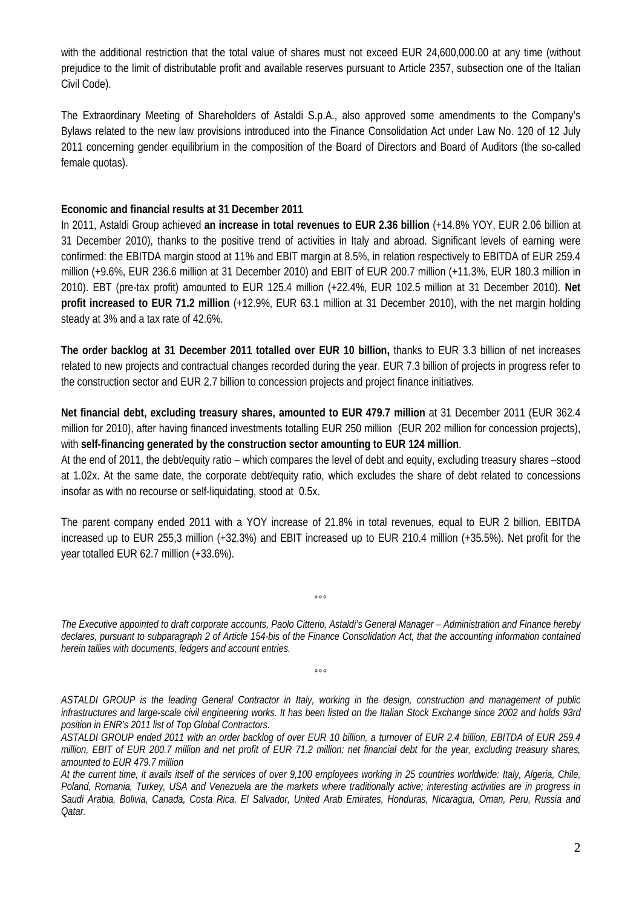with the additional restriction that the total value of shares must not exceed EUR 24,600,000.00 at any time (without prejudice to the limit of distributable profit and available reserves pursuant to Article 2357, subsection one of the Italian Civil Code).

The Extraordinary Meeting of Shareholders of Astaldi S.p.A., also approved some amendments to the Company's Bylaws related to the new law provisions introduced into the Finance Consolidation Act under Law No. 120 of 12 July 2011 concerning gender equilibrium in the composition of the Board of Directors and Board of Auditors (the so-called female quotas).

**Economic and financial results at 31 December 2011**

In 2011, Astaldi Group achieved **an increase in total revenues to EUR 2.36 billion** (+14.8% YOY, EUR 2.06 billion at 31 December 2010), thanks to the positive trend of activities in Italy and abroad. Significant levels of earning were confirmed: the EBITDA margin stood at 11% and EBIT margin at 8.5%, in relation respectively to EBITDA of EUR 259.4 million (+9.6%, EUR 236.6 million at 31 December 2010) and EBIT of EUR 200.7 million (+11.3%, EUR 180.3 million in 2010). EBT (pre-tax profit) amounted to EUR 125.4 million (+22.4%, EUR 102.5 million at 31 December 2010). **Net profit increased to EUR 71.2 million** (+12.9%, EUR 63.1 million at 31 December 2010), with the net margin holding steady at 3% and a tax rate of 42.6%.

**The order backlog at 31 December 2011 totalled over EUR 10 billion,** thanks to EUR 3.3 billion of net increases related to new projects and contractual changes recorded during the year. EUR 7.3 billion of projects in progress refer to the construction sector and EUR 2.7 billion to concession projects and project finance initiatives.

**Net financial debt, excluding treasury shares, amounted to EUR 479.7 million** at 31 December 2011 (EUR 362.4 million for 2010), after having financed investments totalling EUR 250 million (EUR 202 million for concession projects), with **self-financing generated by the construction sector amounting to EUR 124 million**.

At the end of 2011, the debt/equity ratio – which compares the level of debt and equity, excluding treasury shares –stood at 1.02x. At the same date, the corporate debt/equity ratio, which excludes the share of debt related to concessions insofar as with no recourse or self-liquidating, stood at 0.5x.

The parent company ended 2011 with a YOY increase of 21.8% in total revenues, equal to EUR 2 billion. EBITDA increased up to EUR 255,3 million (+32.3%) and EBIT increased up to EUR 210.4 million (+35.5%). Net profit for the year totalled EUR 62.7 million (+33.6%).

°°°

*The Executive appointed to draft corporate accounts, Paolo Citterio, Astaldi's General Manager – Administration and Finance hereby declares, pursuant to subparagraph 2 of Article 154-bis of the Finance Consolidation Act, that the accounting information contained herein tallies with documents, ledgers and account entries.*

°°°

*ASTALDI GROUP is the leading General Contractor in Italy, working in the design, construction and management of public infrastructures and large-scale civil engineering works. It has been listed on the Italian Stock Exchange since 2002 and holds 93rd position in ENR's 2011 list of Top Global Contractors.*

*ASTALDI GROUP ended 2011 with an order backlog of over EUR 10 billion, a turnover of EUR 2.4 billion, EBITDA of EUR 259.4 million, EBIT of EUR 200.7 million and net profit of EUR 71.2 million; net financial debt for the year, excluding treasury shares, amounted to EUR 479.7 million*

*At the current time, it avails itself of the services of over 9,100 employees working in 25 countries worldwide: Italy, Algeria, Chile, Poland, Romania, Turkey, USA and Venezuela are the markets where traditionally active; interesting activities are in progress in Saudi Arabia, Bolivia, Canada, Costa Rica, El Salvador, United Arab Emirates, Honduras, Nicaragua, Oman, Peru, Russia and Qatar.*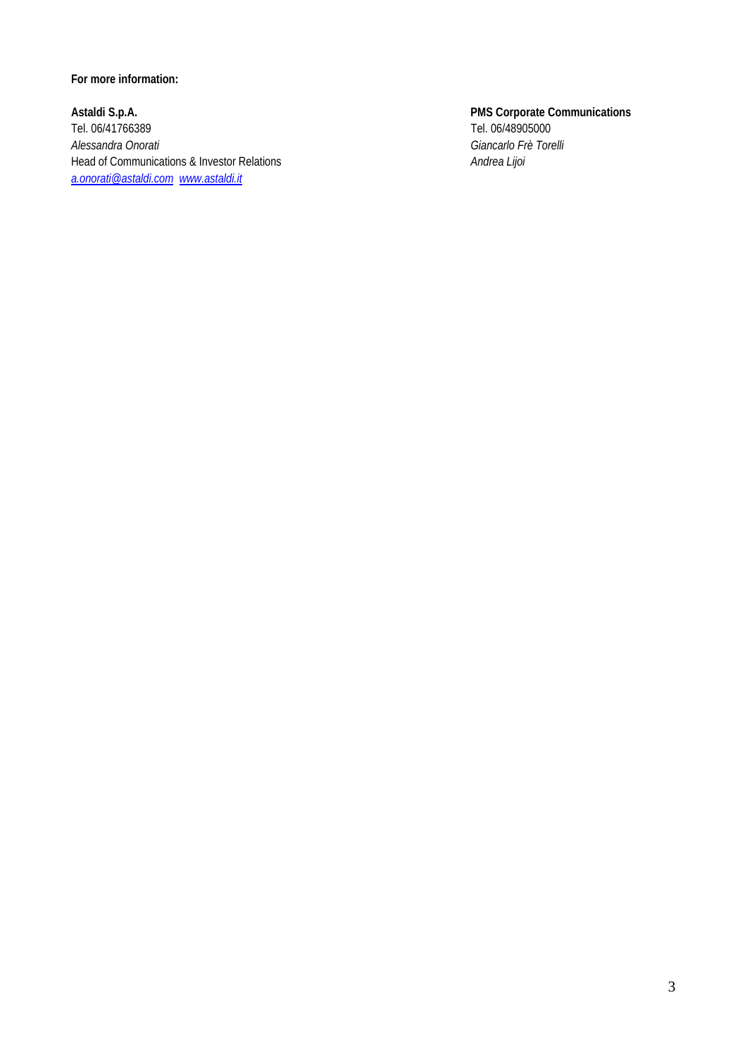**For more information:**

**Astaldi S.p.A.**
Tel. 06/41766389
*Alessandra Onorati*
Head of Communications & Investor Relations
*a.onorati@astaldi.com* *www.astaldi.it*

**PMS Corporate Communications**
Tel. 06/48905000
*Giancarlo Frè Torelli*
*Andrea Lijoi*